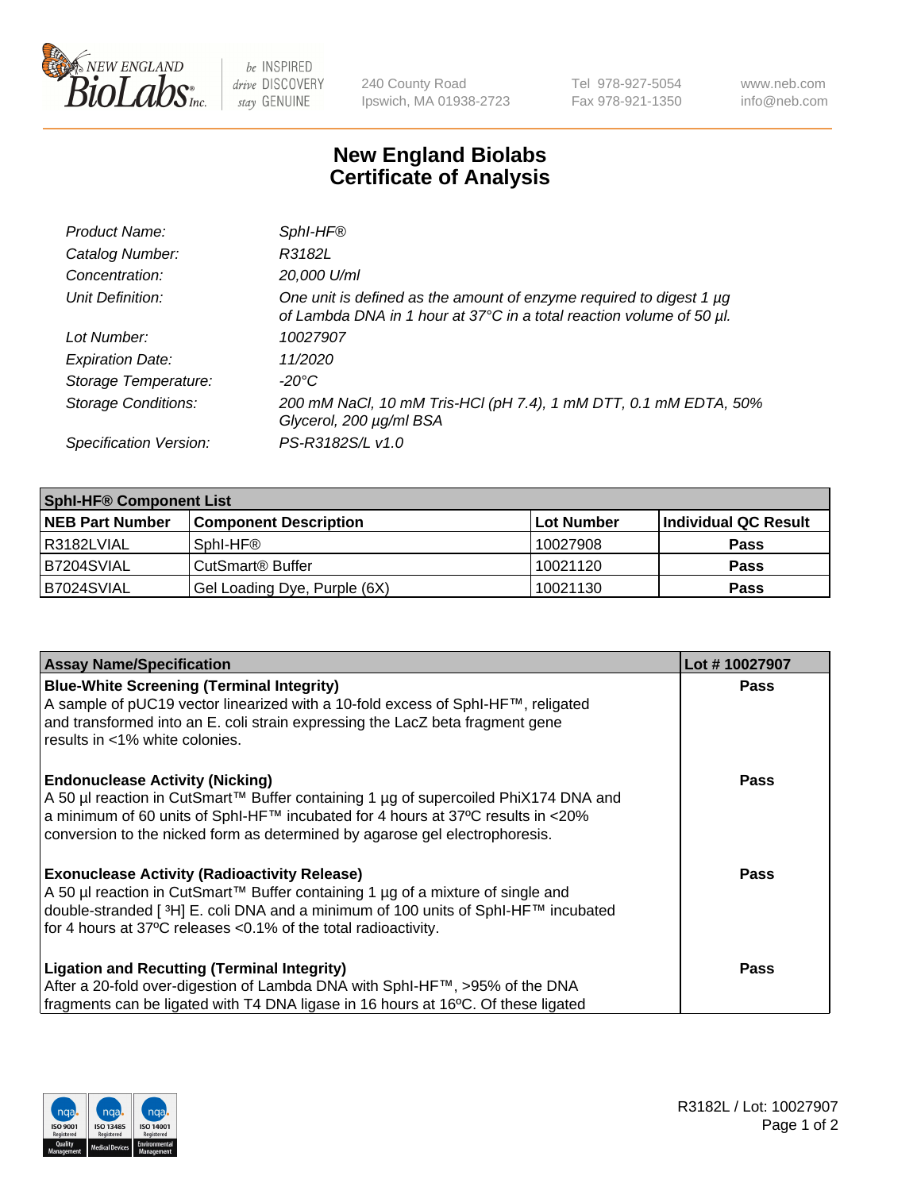New England Biolabs, 240 County Road, Ipswich, MA 01938-2723 · Tel 978-927-5054 · Fax 978-921-1350 · www.neb.com · info@neb.com

# New England Biolabs Certificate of Analysis

| | |
|---|---|
| *Product Name:* | *SphI-HF®* |
| *Catalog Number:* | *R3182L* |
| *Concentration:* | *20,000 U/ml* |
| *Unit Definition:* | *One unit is defined as the amount of enzyme required to digest 1 µg of Lambda DNA in 1 hour at 37°C in a total reaction volume of 50 µl.* |
| *Lot Number:* | *10027907* |
| *Expiration Date:* | *11/2020* |
| *Storage Temperature:* | *-20°C* |
| *Storage Conditions:* | *200 mM NaCl, 10 mM Tris-HCl (pH 7.4), 1 mM DTT, 0.1 mM EDTA, 50% Glycerol, 200 µg/ml BSA* |
| *Specification Version:* | *PS-R3182S/L v1.0* |

| **SphI-HF® Component List** | | | |
|---|---|---|---|
| **NEB Part Number** | **Component Description** | **Lot Number** | **Individual QC Result** |
| R3182LVIAL | SphI-HF® | 10027908 | **Pass** |
| B7204SVIAL | CutSmart® Buffer | 10021120 | **Pass** |
| B7024SVIAL | Gel Loading Dye, Purple (6X) | 10021130 | **Pass** |

| **Assay Name/Specification** | **Lot # 10027907** |
|---|---|
| **Blue-White Screening (Terminal Integrity)**<br>A sample of pUC19 vector linearized with a 10-fold excess of SphI-HF™, religated and transformed into an E. coli strain expressing the LacZ beta fragment gene results in <1% white colonies. | **Pass** |
| **Endonuclease Activity (Nicking)**<br>A 50 µl reaction in CutSmart™ Buffer containing 1 µg of supercoiled PhiX174 DNA and a minimum of 60 units of SphI-HF™ incubated for 4 hours at 37ºC results in <20% conversion to the nicked form as determined by agarose gel electrophoresis. | **Pass** |
| **Exonuclease Activity (Radioactivity Release)**<br>A 50 µl reaction in CutSmart™ Buffer containing 1 µg of a mixture of single and double-stranded [ $^3$H] E. coli DNA and a minimum of 100 units of SphI-HF™ incubated for 4 hours at 37ºC releases <0.1% of the total radioactivity. | **Pass** |
| **Ligation and Recutting (Terminal Integrity)**<br>After a 20-fold over-digestion of Lambda DNA with SphI-HF™, >95% of the DNA fragments can be ligated with T4 DNA ligase in 16 hours at 16ºC. Of these ligated | **Pass** |

R3182L / Lot: 10027907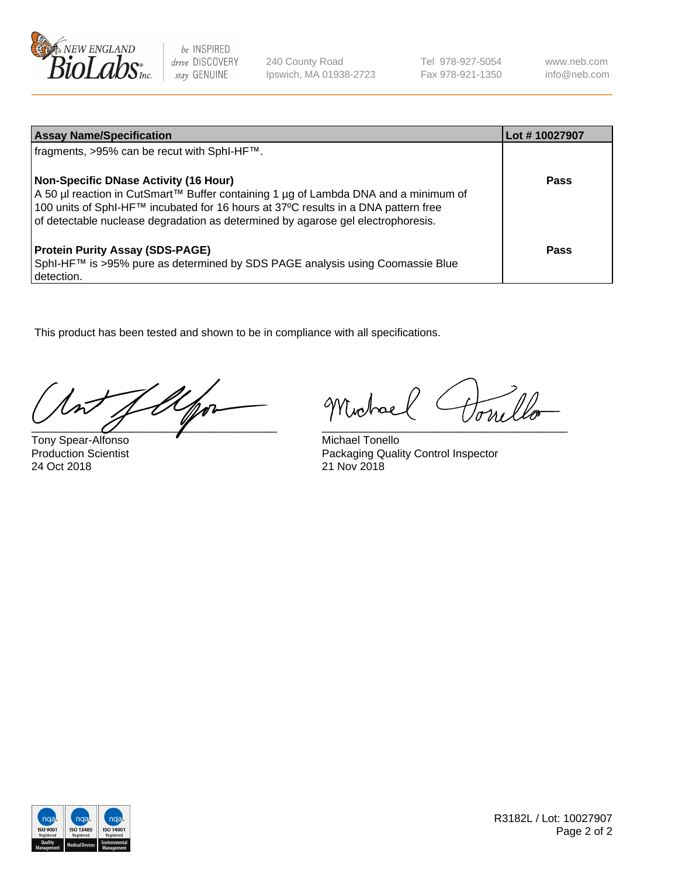| Assay Name/Specification | Lot # 10027907 |
|---|---|
| fragments, >95% can be recut with SphI-HF™. | |
| **Non-Specific DNase Activity (16 Hour)**<br>A 50 µl reaction in CutSmart™ Buffer containing 1 µg of Lambda DNA and a minimum of 100 units of SphI-HF™ incubated for 16 hours at 37ºC results in a DNA pattern free of detectable nuclease degradation as determined by agarose gel electrophoresis. | **Pass** |
| **Protein Purity Assay (SDS-PAGE)**<br>SphI-HF™ is >95% pure as determined by SDS PAGE analysis using Coomassie Blue detection. | **Pass** |

This product has been tested and shown to be in compliance with all specifications.

Tony Spear-Alfonso
Production Scientist
24 Oct 2018

Michael Tonello
Packaging Quality Control Inspector
21 Nov 2018

R3182L / Lot: 10027907